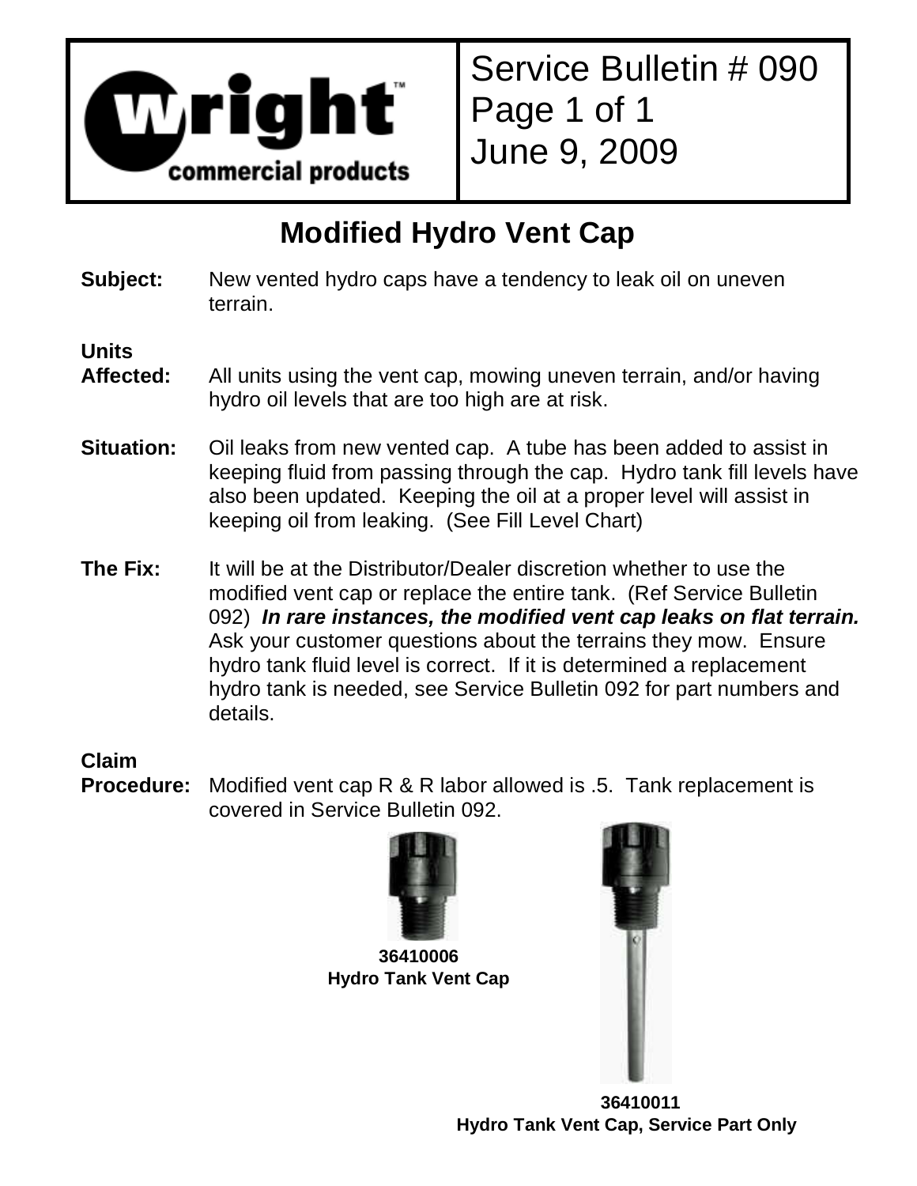Service Bulletin # 090
June 9, 2009

# Modified Hydro Vent Cap

**Subject:** New vented hydro caps have a tendency to leak oil on uneven terrain.

**Units Affected:** All units using the vent cap, mowing uneven terrain, and/or having hydro oil levels that are too high are at risk.

**Situation:** Oil leaks from new vented cap. A tube has been added to assist in keeping fluid from passing through the cap. Hydro tank fill levels have also been updated. Keeping the oil at a proper level will assist in keeping oil from leaking. (See Fill Level Chart)

**The Fix:** It will be at the Distributor/Dealer discretion whether to use the modified vent cap or replace the entire tank. (Ref Service Bulletin 092) ***In rare instances, the modified vent cap leaks on flat terrain.*** Ask your customer questions about the terrains they mow. Ensure hydro tank fluid level is correct. If it is determined a replacement hydro tank is needed, see Service Bulletin 092 for part numbers and details.

**Claim Procedure:** Modified vent cap R & R labor allowed is .5. Tank replacement is covered in Service Bulletin 092.

**36410006**
**Hydro Tank Vent Cap**

**36410011**
**Hydro Tank Vent Cap, Service Part Only**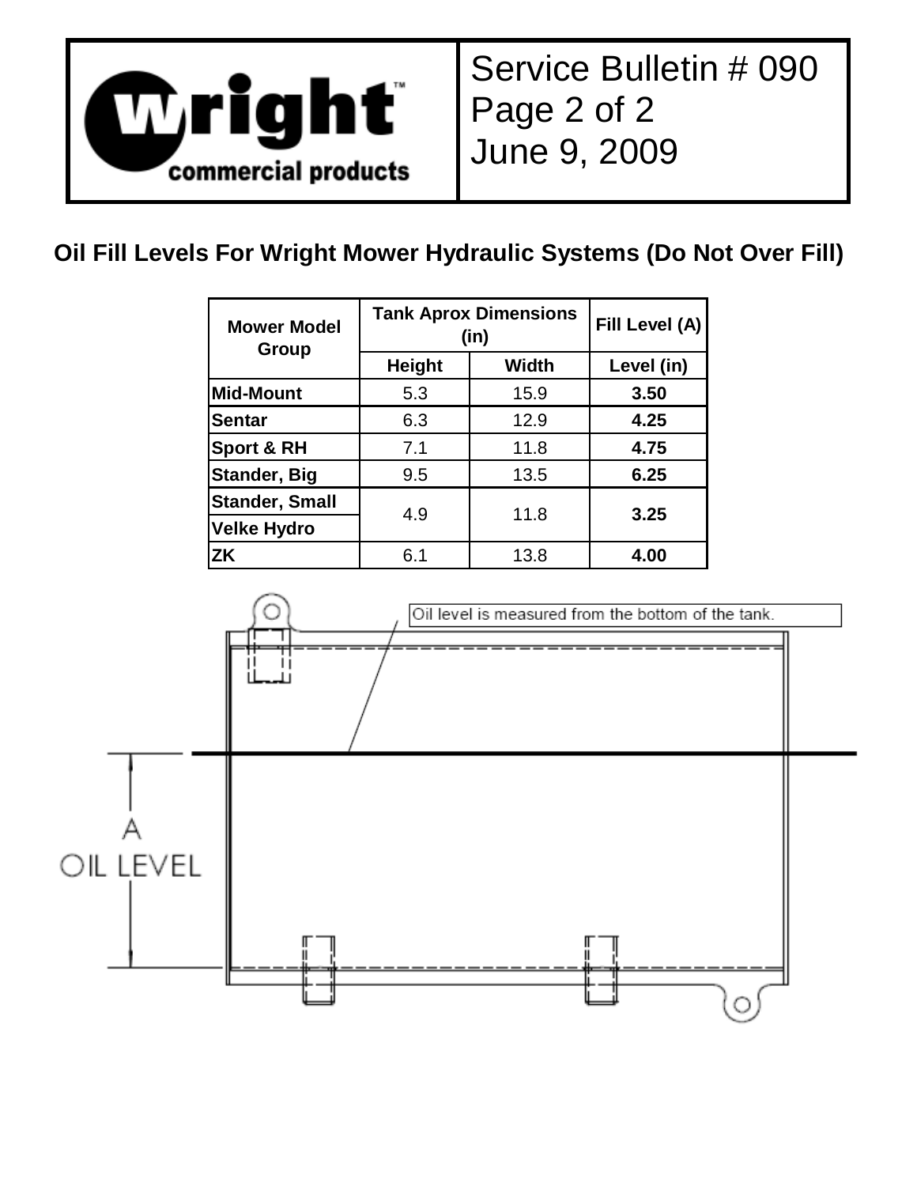## Oil Fill Levels For Wright Mower Hydraulic Systems (Do Not Over Fill)

| Mower Model Group | Tank Aprox Dimensions (in) | | Fill Level (A) |
|---|---|---|---|
| | Height | Width | Level (in) |
| Mid-Mount | 5.3 | 15.9 | **3.50** |
| Sentar | 6.3 | 12.9 | **4.25** |
| Sport & RH | 7.1 | 11.8 | **4.75** |
| Stander, Big | 9.5 | 13.5 | **6.25** |
| Stander, Small | 4.9 | 11.8 | **3.25** |
| Velke Hydro | 4.9 | 11.8 | **3.25** |
| ZK | 6.1 | 13.8 | **4.00** |

Oil level is measured from the bottom of the tank.

A
OIL LEVEL